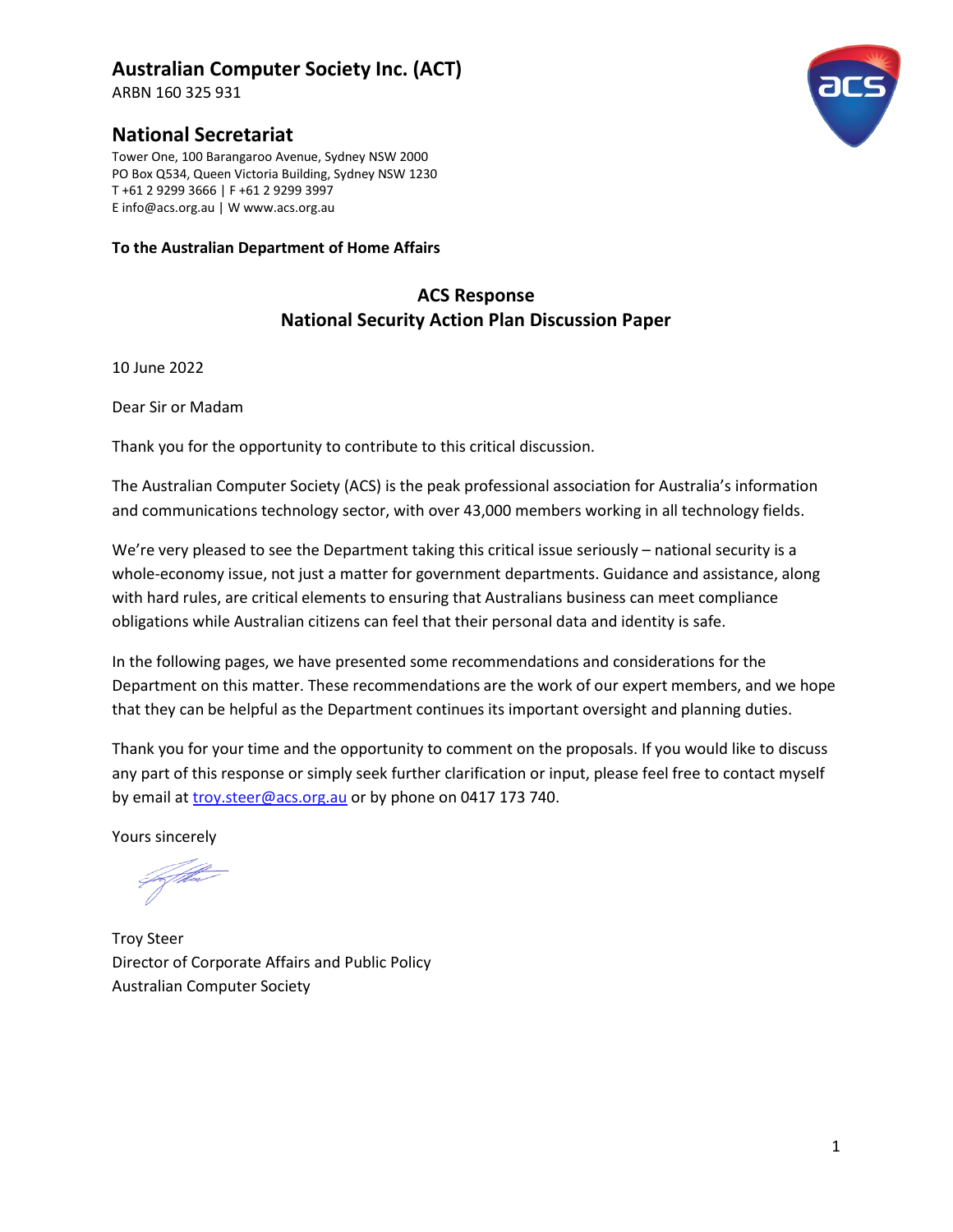# Australian Computer Society Inc. (ACT)

ARBN 160 325 931

## National Secretariat

Tower One, 100 Barangaroo Avenue, Sydney NSW 2000
PO Box Q534, Queen Victoria Building, Sydney NSW 1230
T +61 2 9299 3666 | F +61 2 9299 3997
E info@acs.org.au | W www.acs.org.au

**To the Australian Department of Home Affairs**

**ACS Response**
**National Security Action Plan Discussion Paper**

10 June 2022

Dear Sir or Madam

Thank you for the opportunity to contribute to this critical discussion.

The Australian Computer Society (ACS) is the peak professional association for Australia's information and communications technology sector, with over 43,000 members working in all technology fields.

We're very pleased to see the Department taking this critical issue seriously – national security is a whole-economy issue, not just a matter for government departments. Guidance and assistance, along with hard rules, are critical elements to ensuring that Australians business can meet compliance obligations while Australian citizens can feel that their personal data and identity is safe.

In the following pages, we have presented some recommendations and considerations for the Department on this matter. These recommendations are the work of our expert members, and we hope that they can be helpful as the Department continues its important oversight and planning duties.

Thank you for your time and the opportunity to comment on the proposals. If you would like to discuss any part of this response or simply seek further clarification or input, please feel free to contact myself by email at troy.steer@acs.org.au or by phone on 0417 173 740.

Yours sincerely

Troy Steer
Director of Corporate Affairs and Public Policy
Australian Computer Society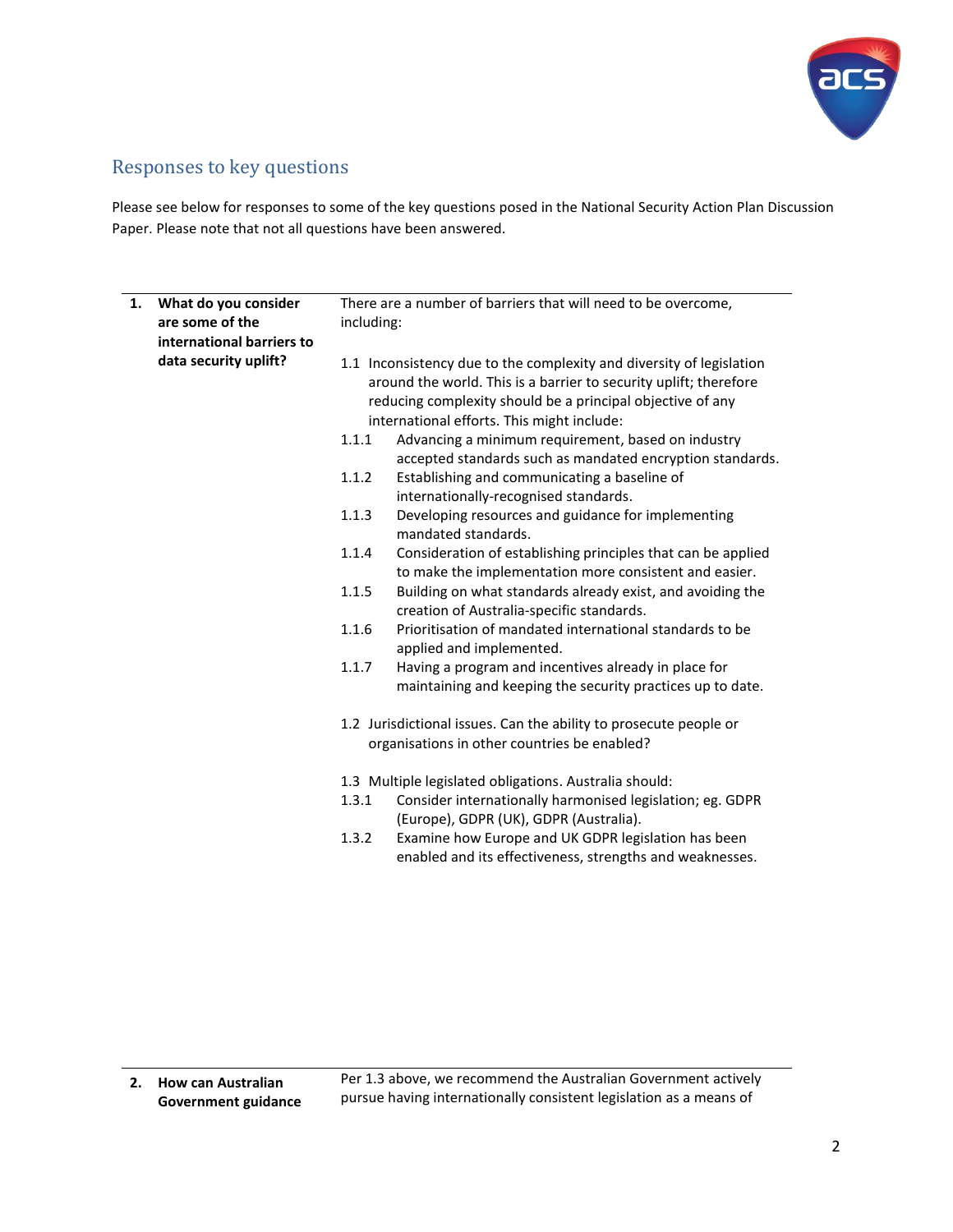## Responses to key questions

Please see below for responses to some of the key questions posed in the National Security Action Plan Discussion Paper. Please note that not all questions have been answered.

| | | |
|---|---|---|
| **1.** | **What do you consider are some of the international barriers to data security uplift?** | There are a number of barriers that will need to be overcome, including:<br><br>1.1 Inconsistency due to the complexity and diversity of legislation around the world. This is a barrier to security uplift; therefore reducing complexity should be a principal objective of any international efforts. This might include:<br>1.1.1 Advancing a minimum requirement, based on industry accepted standards such as mandated encryption standards.<br>1.1.2 Establishing and communicating a baseline of internationally-recognised standards.<br>1.1.3 Developing resources and guidance for implementing mandated standards.<br>1.1.4 Consideration of establishing principles that can be applied to make the implementation more consistent and easier.<br>1.1.5 Building on what standards already exist, and avoiding the creation of Australia-specific standards.<br>1.1.6 Prioritisation of mandated international standards to be applied and implemented.<br>1.1.7 Having a program and incentives already in place for maintaining and keeping the security practices up to date.<br><br>1.2 Jurisdictional issues. Can the ability to prosecute people or organisations in other countries be enabled?<br><br>1.3 Multiple legislated obligations. Australia should:<br>1.3.1 Consider internationally harmonised legislation; eg. GDPR (Europe), GDPR (UK), GDPR (Australia).<br>1.3.2 Examine how Europe and UK GDPR legislation has been enabled and its effectiveness, strengths and weaknesses. |
| **2.** | **How can Australian Government guidance** | Per 1.3 above, we recommend the Australian Government actively pursue having internationally consistent legislation as a means of |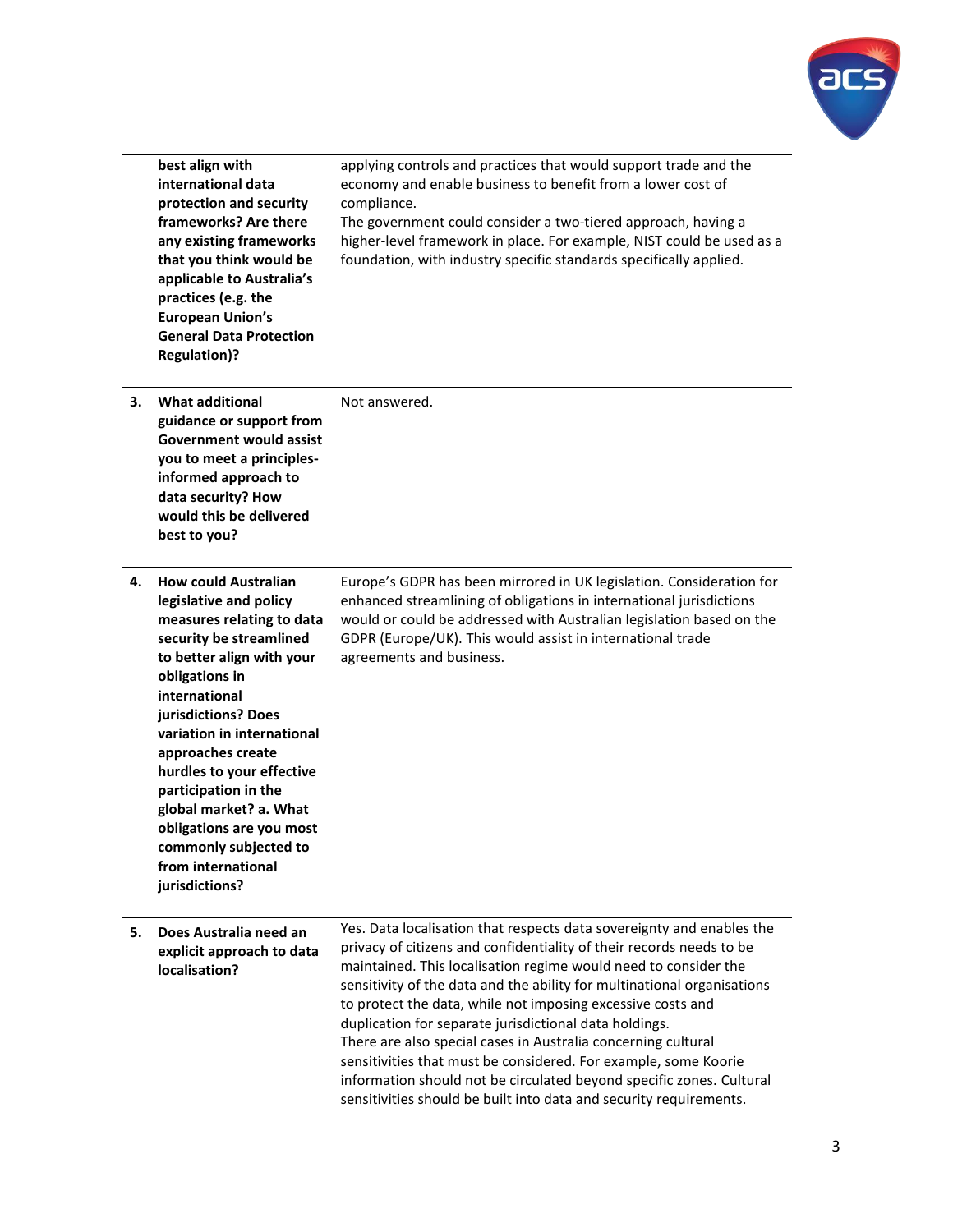| | | |
|---|---|---|
| | **best align with international data protection and security frameworks? Are there any existing frameworks that you think would be applicable to Australia's practices (e.g. the European Union's General Data Protection Regulation)?** | applying controls and practices that would support trade and the economy and enable business to benefit from a lower cost of compliance.<br>The government could consider a two-tiered approach, having a higher-level framework in place. For example, NIST could be used as a foundation, with industry specific standards specifically applied. |
| **3.** | **What additional guidance or support from Government would assist you to meet a principles-informed approach to data security? How would this be delivered best to you?** | Not answered. |
| **4.** | **How could Australian legislative and policy measures relating to data security be streamlined to better align with your obligations in international jurisdictions? Does variation in international approaches create hurdles to your effective participation in the global market? a. What obligations are you most commonly subjected to from international jurisdictions?** | Europe's GDPR has been mirrored in UK legislation. Consideration for enhanced streamlining of obligations in international jurisdictions would or could be addressed with Australian legislation based on the GDPR (Europe/UK). This would assist in international trade agreements and business. |
| **5.** | **Does Australia need an explicit approach to data localisation?** | Yes. Data localisation that respects data sovereignty and enables the privacy of citizens and confidentiality of their records needs to be maintained. This localisation regime would need to consider the sensitivity of the data and the ability for multinational organisations to protect the data, while not imposing excessive costs and duplication for separate jurisdictional data holdings.<br>There are also special cases in Australia concerning cultural sensitivities that must be considered. For example, some Koorie information should not be circulated beyond specific zones. Cultural sensitivities should be built into data and security requirements. |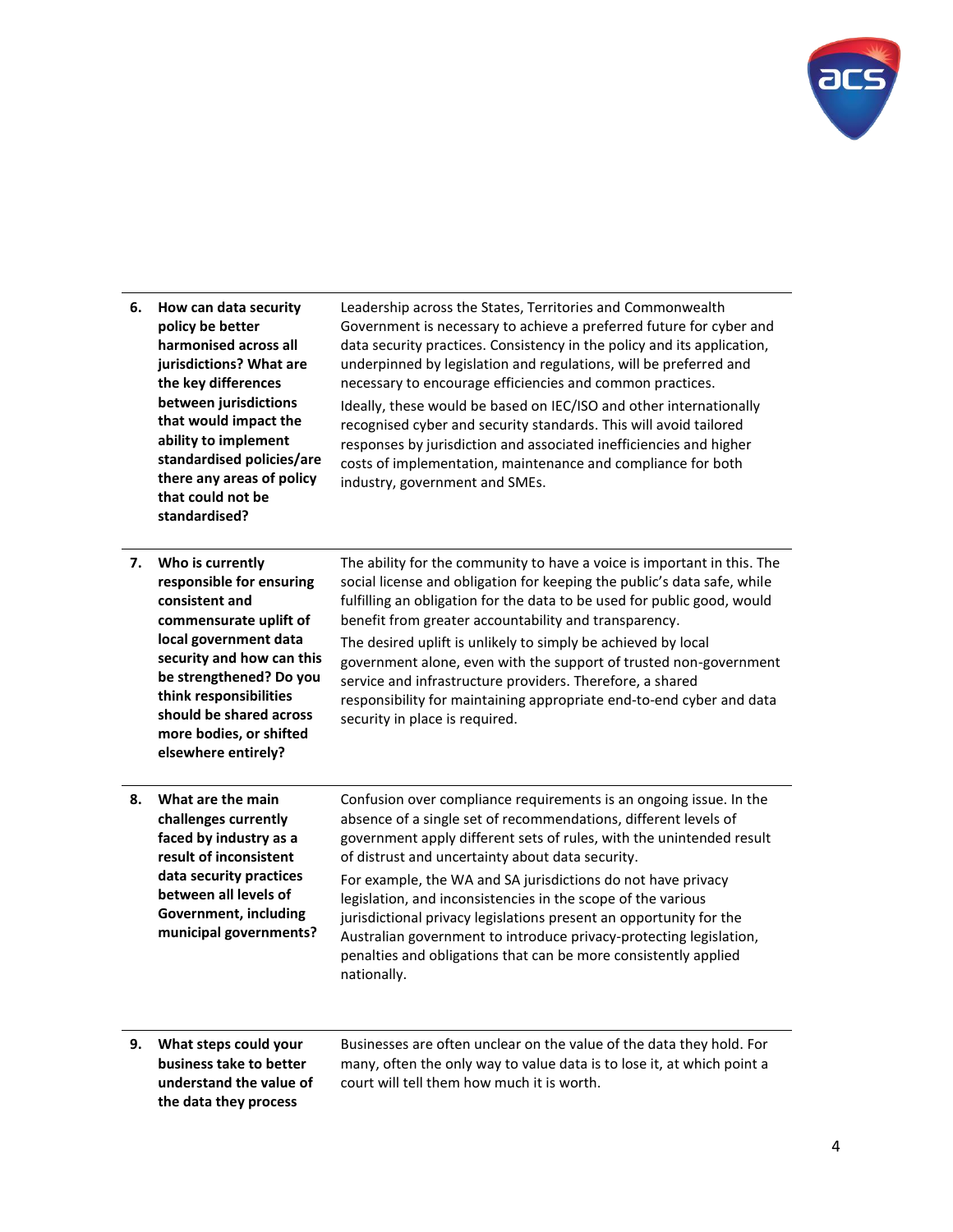| | | |
|---|---|---|
| **6.** | **How can data security policy be better harmonised across all jurisdictions? What are the key differences between jurisdictions that would impact the ability to implement standardised policies/are there any areas of policy that could not be standardised?** | Leadership across the States, Territories and Commonwealth Government is necessary to achieve a preferred future for cyber and data security practices. Consistency in the policy and its application, underpinned by legislation and regulations, will be preferred and necessary to encourage efficiencies and common practices.<br>Ideally, these would be based on IEC/ISO and other internationally recognised cyber and security standards. This will avoid tailored responses by jurisdiction and associated inefficiencies and higher costs of implementation, maintenance and compliance for both industry, government and SMEs. |
| **7.** | **Who is currently responsible for ensuring consistent and commensurate uplift of local government data security and how can this be strengthened? Do you think responsibilities should be shared across more bodies, or shifted elsewhere entirely?** | The ability for the community to have a voice is important in this. The social license and obligation for keeping the public's data safe, while fulfilling an obligation for the data to be used for public good, would benefit from greater accountability and transparency.<br>The desired uplift is unlikely to simply be achieved by local government alone, even with the support of trusted non-government service and infrastructure providers. Therefore, a shared responsibility for maintaining appropriate end-to-end cyber and data security in place is required. |
| **8.** | **What are the main challenges currently faced by industry as a result of inconsistent data security practices between all levels of Government, including municipal governments?** | Confusion over compliance requirements is an ongoing issue. In the absence of a single set of recommendations, different levels of government apply different sets of rules, with the unintended result of distrust and uncertainty about data security.<br>For example, the WA and SA jurisdictions do not have privacy legislation, and inconsistencies in the scope of the various jurisdictional privacy legislations present an opportunity for the Australian government to introduce privacy-protecting legislation, penalties and obligations that can be more consistently applied nationally. |
| **9.** | **What steps could your business take to better understand the value of the data they process** | Businesses are often unclear on the value of the data they hold. For many, often the only way to value data is to lose it, at which point a court will tell them how much it is worth. |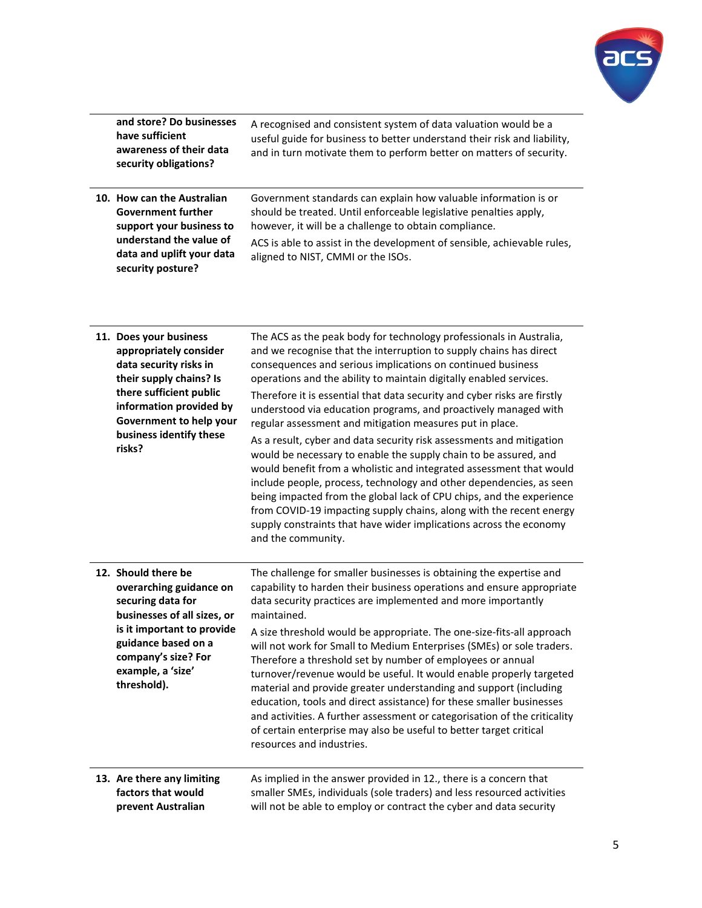| | |
|---|---|
| **and store? Do businesses have sufficient awareness of their data security obligations?** | A recognised and consistent system of data valuation would be a useful guide for business to better understand their risk and liability, and in turn motivate them to perform better on matters of security. |
| **10. How can the Australian Government further support your business to understand the value of data and uplift your data security posture?** | Government standards can explain how valuable information is or should be treated. Until enforceable legislative penalties apply, however, it will be a challenge to obtain compliance.<br>ACS is able to assist in the development of sensible, achievable rules, aligned to NIST, CMMI or the ISOs. |
| **11. Does your business appropriately consider data security risks in their supply chains? Is there sufficient public information provided by Government to help your business identify these risks?** | The ACS as the peak body for technology professionals in Australia, and we recognise that the interruption to supply chains has direct consequences and serious implications on continued business operations and the ability to maintain digitally enabled services.<br>Therefore it is essential that data security and cyber risks are firstly understood via education programs, and proactively managed with regular assessment and mitigation measures put in place.<br>As a result, cyber and data security risk assessments and mitigation would be necessary to enable the supply chain to be assured, and would benefit from a wholistic and integrated assessment that would include people, process, technology and other dependencies, as seen being impacted from the global lack of CPU chips, and the experience from COVID-19 impacting supply chains, along with the recent energy supply constraints that have wider implications across the economy and the community. |
| **12. Should there be overarching guidance on securing data for businesses of all sizes, or is it important to provide guidance based on a company's size? For example, a 'size' threshold).** | The challenge for smaller businesses is obtaining the expertise and capability to harden their business operations and ensure appropriate data security practices are implemented and more importantly maintained.<br>A size threshold would be appropriate. The one-size-fits-all approach will not work for Small to Medium Enterprises (SMEs) or sole traders. Therefore a threshold set by number of employees or annual turnover/revenue would be useful. It would enable properly targeted material and provide greater understanding and support (including education, tools and direct assistance) for these smaller businesses and activities. A further assessment or categorisation of the criticality of certain enterprise may also be useful to better target critical resources and industries. |
| **13. Are there any limiting factors that would prevent Australian** | As implied in the answer provided in 12., there is a concern that smaller SMEs, individuals (sole traders) and less resourced activities will not be able to employ or contract the cyber and data security |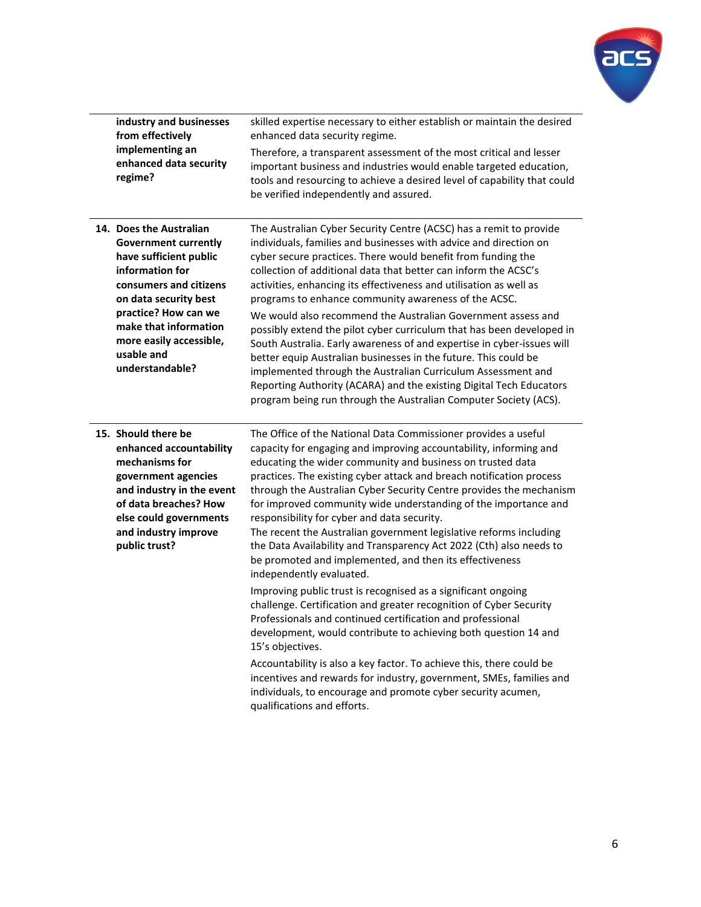| | |
|---|---|
| **industry and businesses from effectively implementing an enhanced data security regime?** | skilled expertise necessary to either establish or maintain the desired enhanced data security regime.<br><br>Therefore, a transparent assessment of the most critical and lesser important business and industries would enable targeted education, tools and resourcing to achieve a desired level of capability that could be verified independently and assured. |
| **14. Does the Australian Government currently have sufficient public information for consumers and citizens on data security best practice? How can we make that information more easily accessible, usable and understandable?** | The Australian Cyber Security Centre (ACSC) has a remit to provide individuals, families and businesses with advice and direction on cyber secure practices. There would benefit from funding the collection of additional data that better can inform the ACSC's activities, enhancing its effectiveness and utilisation as well as programs to enhance community awareness of the ACSC.<br><br>We would also recommend the Australian Government assess and possibly extend the pilot cyber curriculum that has been developed in South Australia. Early awareness of and expertise in cyber-issues will better equip Australian businesses in the future. This could be implemented through the Australian Curriculum Assessment and Reporting Authority (ACARA) and the existing Digital Tech Educators program being run through the Australian Computer Society (ACS). |
| **15. Should there be enhanced accountability mechanisms for government agencies and industry in the event of data breaches? How else could governments and industry improve public trust?** | The Office of the National Data Commissioner provides a useful capacity for engaging and improving accountability, informing and educating the wider community and business on trusted data practices. The existing cyber attack and breach notification process through the Australian Cyber Security Centre provides the mechanism for improved community wide understanding of the importance and responsibility for cyber and data security.<br>The recent the Australian government legislative reforms including the Data Availability and Transparency Act 2022 (Cth) also needs to be promoted and implemented, and then its effectiveness independently evaluated.<br><br>Improving public trust is recognised as a significant ongoing challenge. Certification and greater recognition of Cyber Security Professionals and continued certification and professional development, would contribute to achieving both question 14 and 15's objectives.<br><br>Accountability is also a key factor. To achieve this, there could be incentives and rewards for industry, government, SMEs, families and individuals, to encourage and promote cyber security acumen, qualifications and efforts. |